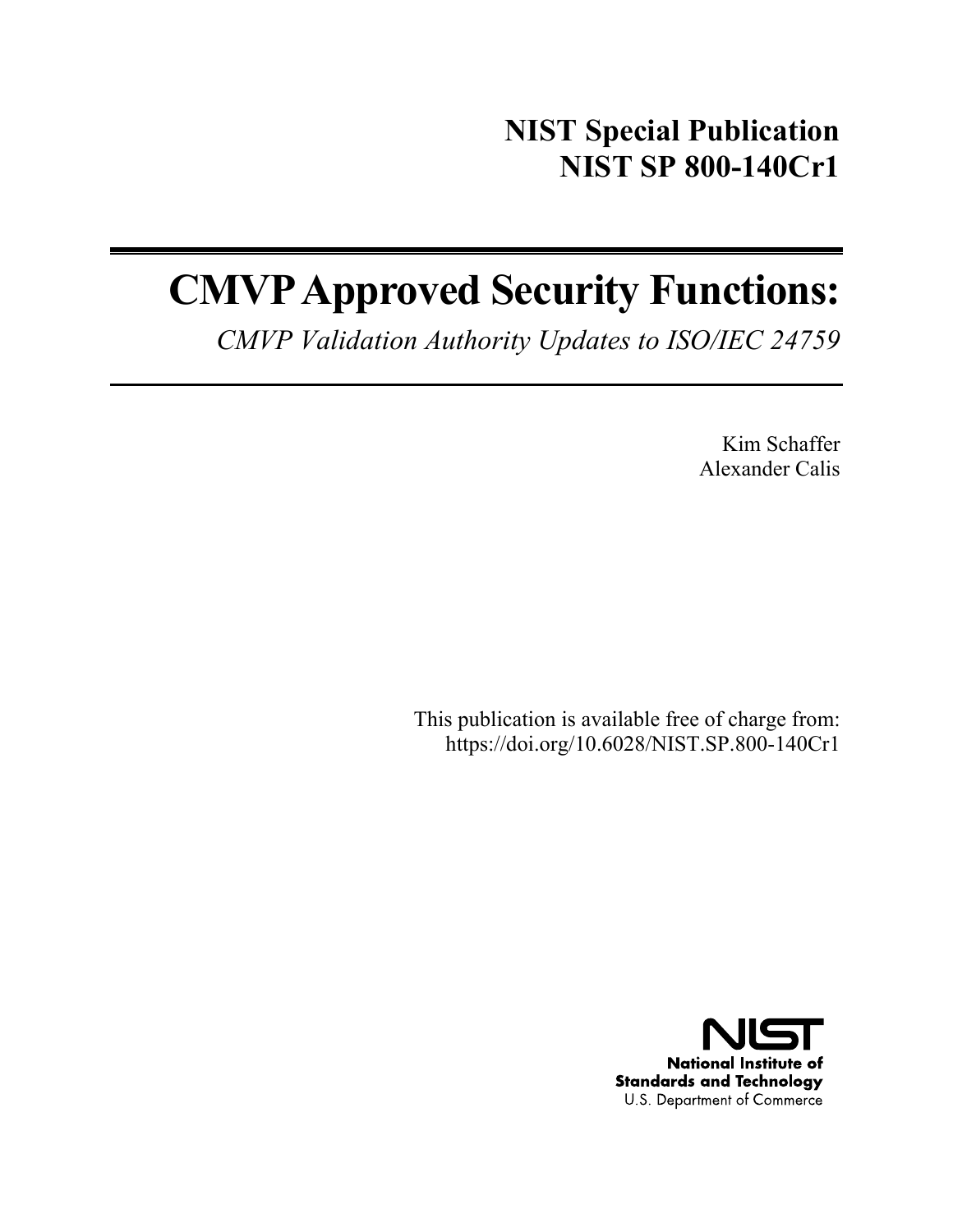**NIST Special Publication**
**NIST SP 800-140Cr1**

# CMVP Approved Security Functions:

*CMVP Validation Authority Updates to ISO/IEC 24759*

Kim Schaffer
Alexander Calis

This publication is available free of charge from:
https://doi.org/10.6028/NIST.SP.800-140Cr1

**National Institute of Standards and Technology**
U.S. Department of Commerce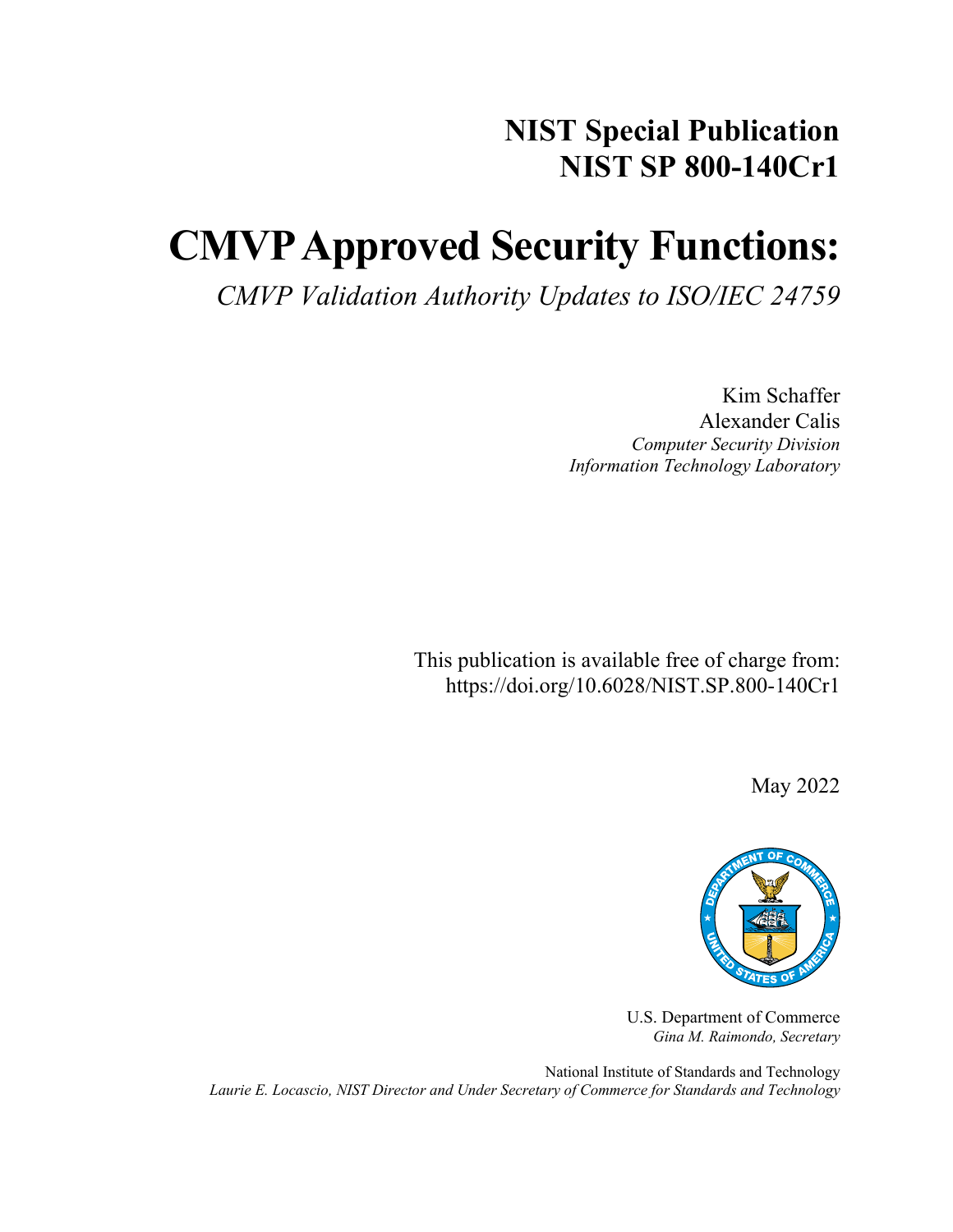# NIST Special Publication
# NIST SP 800-140Cr1

# CMVP Approved Security Functions:

*CMVP Validation Authority Updates to ISO/IEC 24759*

Kim Schaffer
Alexander Calis
*Computer Security Division*
*Information Technology Laboratory*

This publication is available free of charge from:
https://doi.org/10.6028/NIST.SP.800-140Cr1

May 2022

U.S. Department of Commerce
*Gina M. Raimondo, Secretary*

National Institute of Standards and Technology
*Laurie E. Locascio, NIST Director and Under Secretary of Commerce for Standards and Technology*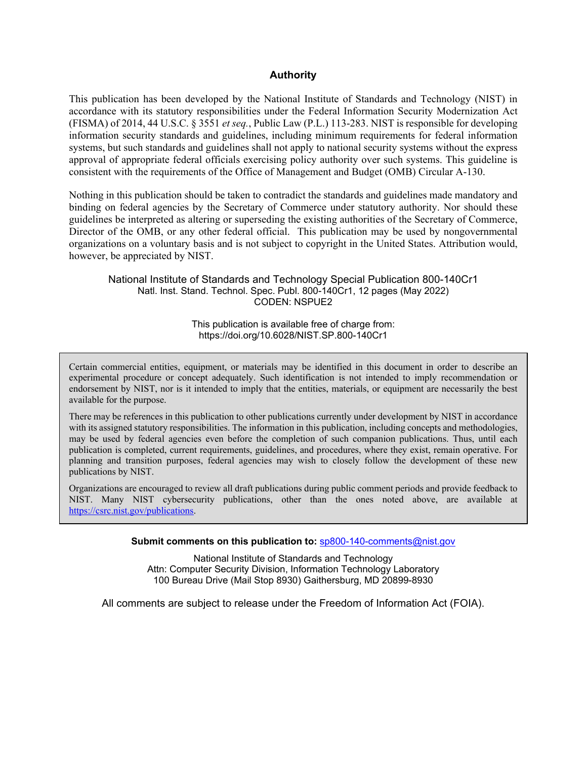## Authority

This publication has been developed by the National Institute of Standards and Technology (NIST) in accordance with its statutory responsibilities under the Federal Information Security Modernization Act (FISMA) of 2014, 44 U.S.C. § 3551 *et seq.*, Public Law (P.L.) 113-283. NIST is responsible for developing information security standards and guidelines, including minimum requirements for federal information systems, but such standards and guidelines shall not apply to national security systems without the express approval of appropriate federal officials exercising policy authority over such systems. This guideline is consistent with the requirements of the Office of Management and Budget (OMB) Circular A-130.

Nothing in this publication should be taken to contradict the standards and guidelines made mandatory and binding on federal agencies by the Secretary of Commerce under statutory authority. Nor should these guidelines be interpreted as altering or superseding the existing authorities of the Secretary of Commerce, Director of the OMB, or any other federal official. This publication may be used by nongovernmental organizations on a voluntary basis and is not subject to copyright in the United States. Attribution would, however, be appreciated by NIST.

National Institute of Standards and Technology Special Publication 800-140Cr1
Natl. Inst. Stand. Technol. Spec. Publ. 800-140Cr1, 12 pages (May 2022)
CODEN: NSPUE2

This publication is available free of charge from:
https://doi.org/10.6028/NIST.SP.800-140Cr1

Certain commercial entities, equipment, or materials may be identified in this document in order to describe an experimental procedure or concept adequately. Such identification is not intended to imply recommendation or endorsement by NIST, nor is it intended to imply that the entities, materials, or equipment are necessarily the best available for the purpose.

There may be references in this publication to other publications currently under development by NIST in accordance with its assigned statutory responsibilities. The information in this publication, including concepts and methodologies, may be used by federal agencies even before the completion of such companion publications. Thus, until each publication is completed, current requirements, guidelines, and procedures, where they exist, remain operative. For planning and transition purposes, federal agencies may wish to closely follow the development of these new publications by NIST.

Organizations are encouraged to review all draft publications during public comment periods and provide feedback to NIST. Many NIST cybersecurity publications, other than the ones noted above, are available at https://csrc.nist.gov/publications.

**Submit comments on this publication to:** sp800-140-comments@nist.gov

National Institute of Standards and Technology
Attn: Computer Security Division, Information Technology Laboratory
100 Bureau Drive (Mail Stop 8930) Gaithersburg, MD 20899-8930

All comments are subject to release under the Freedom of Information Act (FOIA).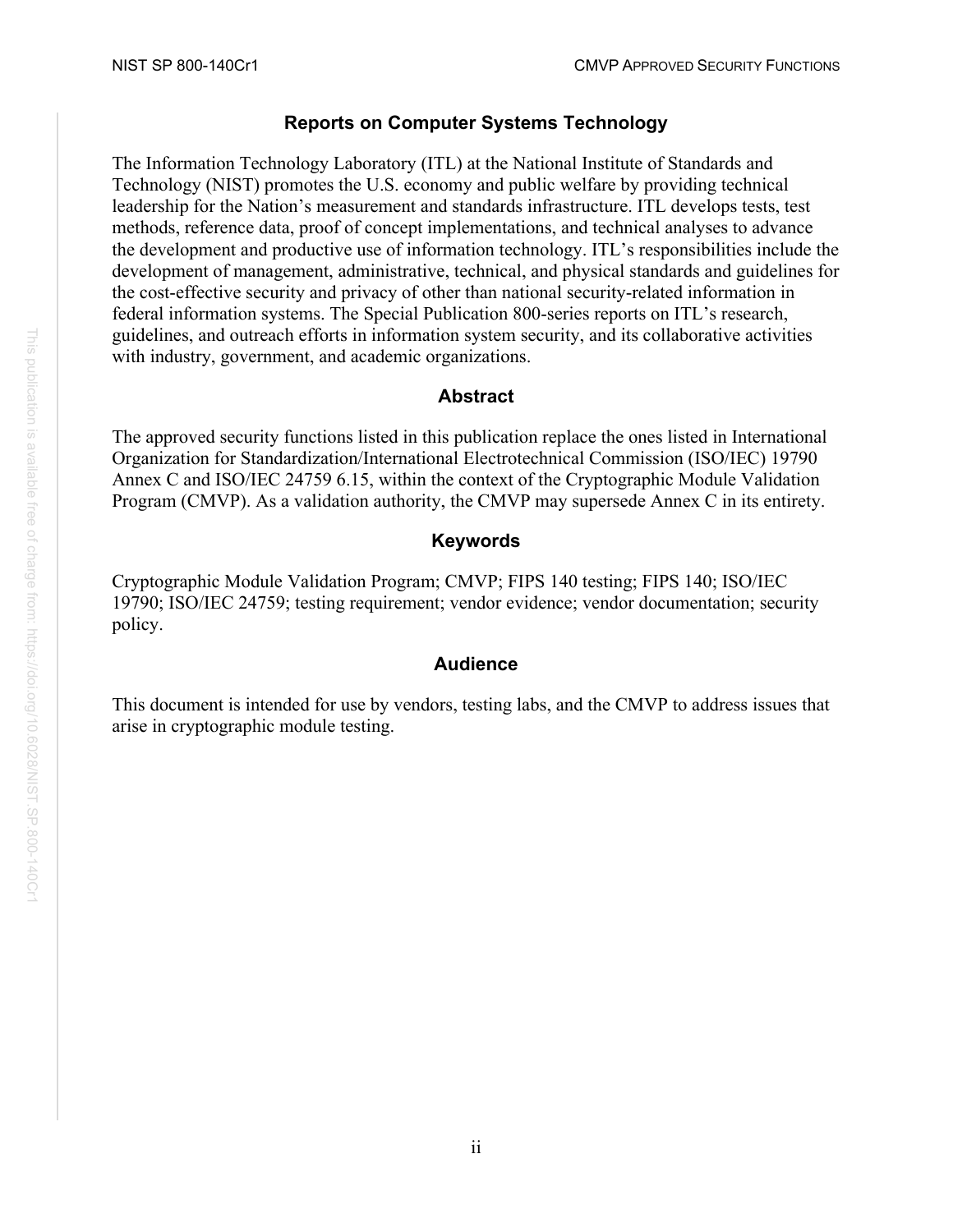## Reports on Computer Systems Technology

The Information Technology Laboratory (ITL) at the National Institute of Standards and Technology (NIST) promotes the U.S. economy and public welfare by providing technical leadership for the Nation's measurement and standards infrastructure. ITL develops tests, test methods, reference data, proof of concept implementations, and technical analyses to advance the development and productive use of information technology. ITL's responsibilities include the development of management, administrative, technical, and physical standards and guidelines for the cost-effective security and privacy of other than national security-related information in federal information systems. The Special Publication 800-series reports on ITL's research, guidelines, and outreach efforts in information system security, and its collaborative activities with industry, government, and academic organizations.

## Abstract

The approved security functions listed in this publication replace the ones listed in International Organization for Standardization/International Electrotechnical Commission (ISO/IEC) 19790 Annex C and ISO/IEC 24759 6.15, within the context of the Cryptographic Module Validation Program (CMVP). As a validation authority, the CMVP may supersede Annex C in its entirety.

## Keywords

Cryptographic Module Validation Program; CMVP; FIPS 140 testing; FIPS 140; ISO/IEC 19790; ISO/IEC 24759; testing requirement; vendor evidence; vendor documentation; security policy.

## Audience

This document is intended for use by vendors, testing labs, and the CMVP to address issues that arise in cryptographic module testing.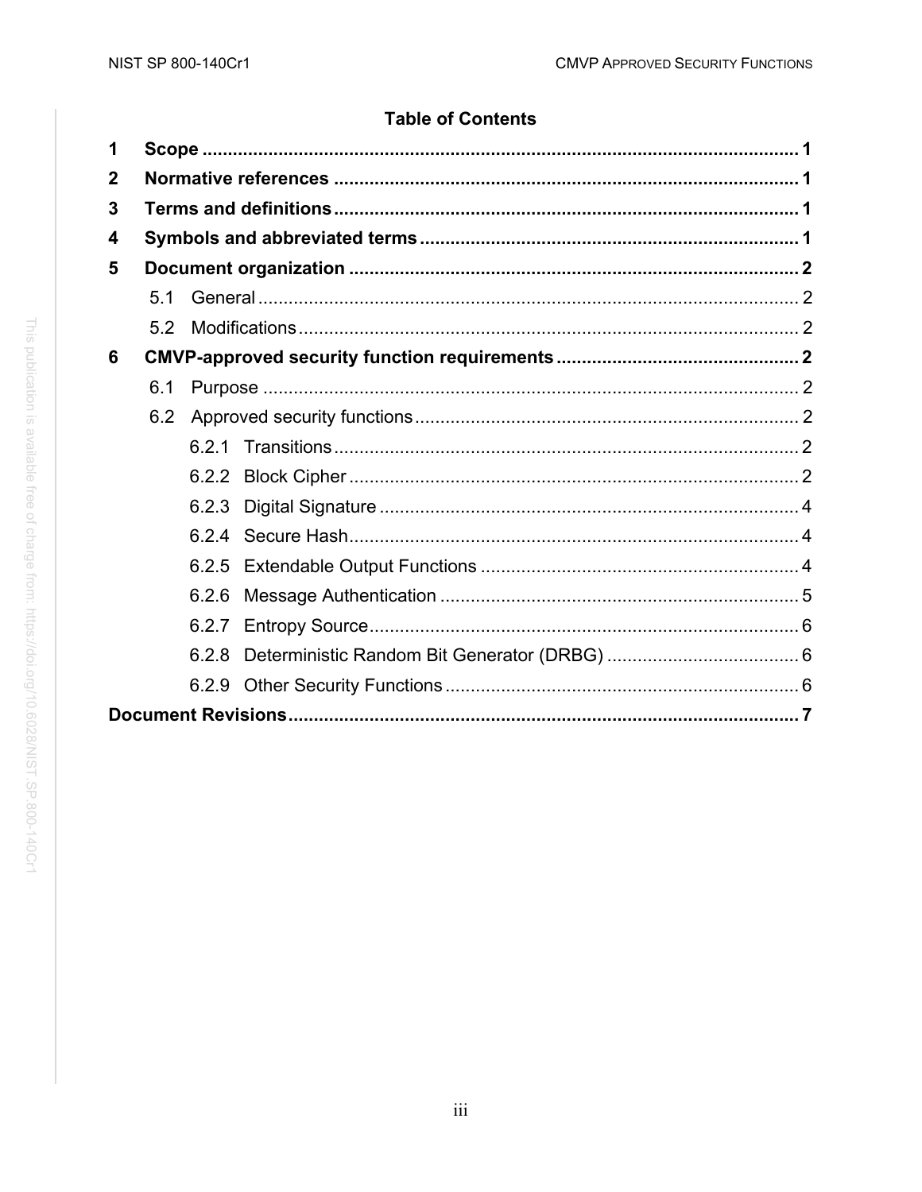## Table of Contents

**1 Scope .......... 1**

**2 Normative references .......... 1**

**3 Terms and definitions .......... 1**

**4 Symbols and abbreviated terms .......... 1**

**5 Document organization .......... 2**

- 5.1 General .......... 2
- 5.2 Modifications .......... 2

**6 CMVP-approved security function requirements .......... 2**

- 6.1 Purpose .......... 2
- 6.2 Approved security functions .......... 2
  - 6.2.1 Transitions .......... 2
  - 6.2.2 Block Cipher .......... 2
  - 6.2.3 Digital Signature .......... 4
  - 6.2.4 Secure Hash .......... 4
  - 6.2.5 Extendable Output Functions .......... 4
  - 6.2.6 Message Authentication .......... 5
  - 6.2.7 Entropy Source .......... 6
  - 6.2.8 Deterministic Random Bit Generator (DRBG) .......... 6
  - 6.2.9 Other Security Functions .......... 6

**Document Revisions .......... 7**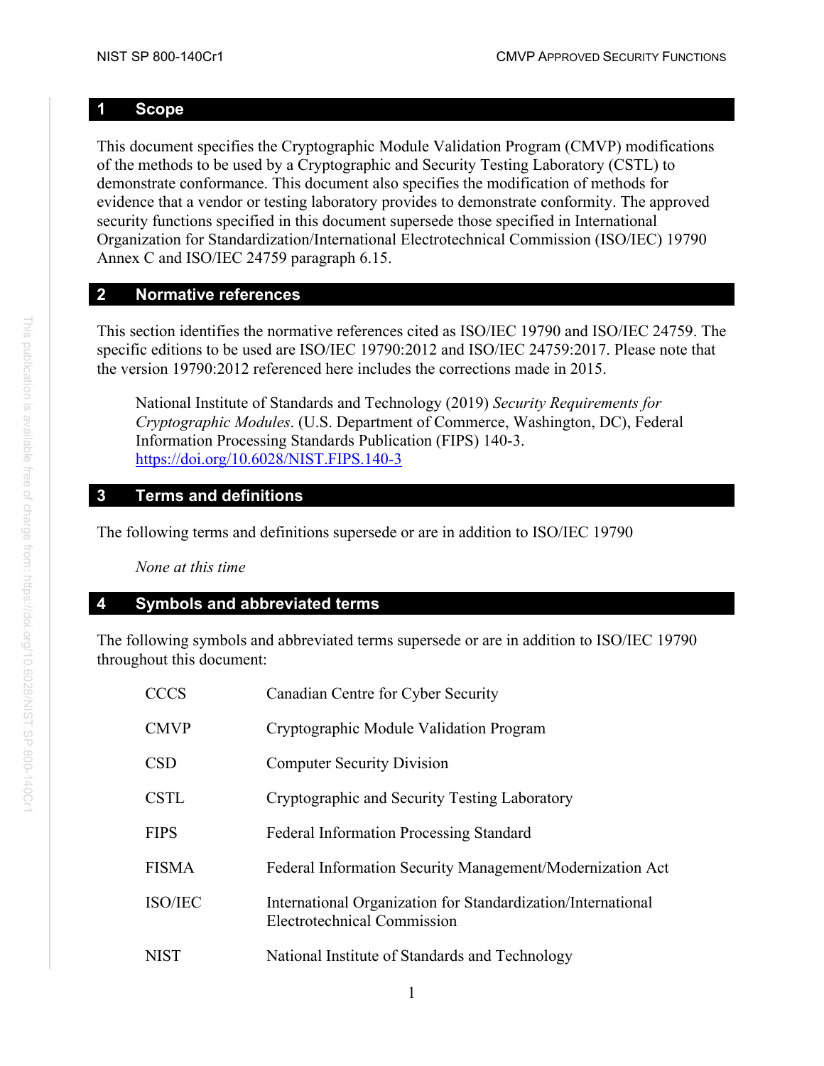## 1 Scope

This document specifies the Cryptographic Module Validation Program (CMVP) modifications of the methods to be used by a Cryptographic and Security Testing Laboratory (CSTL) to demonstrate conformance. This document also specifies the modification of methods for evidence that a vendor or testing laboratory provides to demonstrate conformity. The approved security functions specified in this document supersede those specified in International Organization for Standardization/International Electrotechnical Commission (ISO/IEC) 19790 Annex C and ISO/IEC 24759 paragraph 6.15.

## 2 Normative references

This section identifies the normative references cited as ISO/IEC 19790 and ISO/IEC 24759. The specific editions to be used are ISO/IEC 19790:2012 and ISO/IEC 24759:2017. Please note that the version 19790:2012 referenced here includes the corrections made in 2015.

> National Institute of Standards and Technology (2019) *Security Requirements for Cryptographic Modules*. (U.S. Department of Commerce, Washington, DC), Federal Information Processing Standards Publication (FIPS) 140-3. https://doi.org/10.6028/NIST.FIPS.140-3

## 3 Terms and definitions

The following terms and definitions supersede or are in addition to ISO/IEC 19790

*None at this time*

## 4 Symbols and abbreviated terms

The following symbols and abbreviated terms supersede or are in addition to ISO/IEC 19790 throughout this document:

| | |
|---|---|
| CCCS | Canadian Centre for Cyber Security |
| CMVP | Cryptographic Module Validation Program |
| CSD | Computer Security Division |
| CSTL | Cryptographic and Security Testing Laboratory |
| FIPS | Federal Information Processing Standard |
| FISMA | Federal Information Security Management/Modernization Act |
| ISO/IEC | International Organization for Standardization/International Electrotechnical Commission |
| NIST | National Institute of Standards and Technology |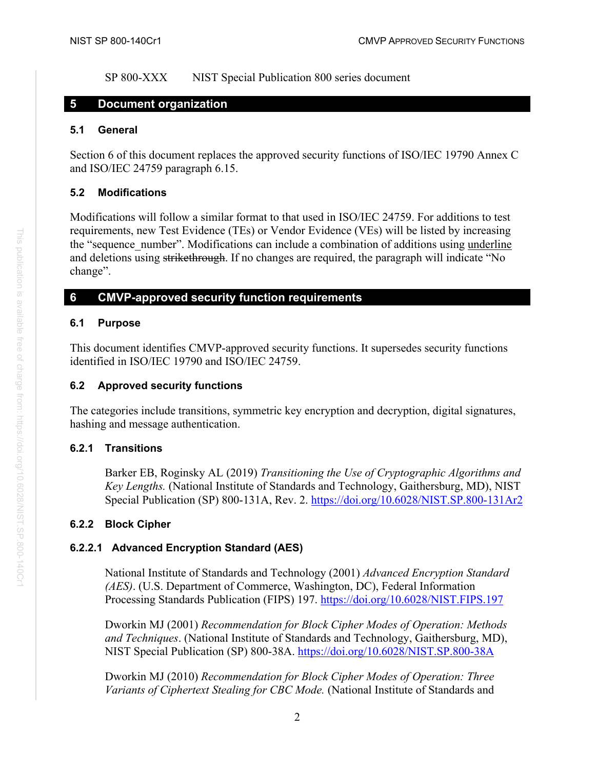SP 800-XXX NIST Special Publication 800 series document

## 5 Document organization

### 5.1 General

Section 6 of this document replaces the approved security functions of ISO/IEC 19790 Annex C and ISO/IEC 24759 paragraph 6.15.

### 5.2 Modifications

Modifications will follow a similar format to that used in ISO/IEC 24759. For additions to test requirements, new Test Evidence (TEs) or Vendor Evidence (VEs) will be listed by increasing the "sequence_number". Modifications can include a combination of additions using <u>underline</u> and deletions using ~~strikethrough~~. If no changes are required, the paragraph will indicate "No change".

## 6 CMVP-approved security function requirements

### 6.1 Purpose

This document identifies CMVP-approved security functions. It supersedes security functions identified in ISO/IEC 19790 and ISO/IEC 24759.

### 6.2 Approved security functions

The categories include transitions, symmetric key encryption and decryption, digital signatures, hashing and message authentication.

#### 6.2.1 Transitions

Barker EB, Roginsky AL (2019) *Transitioning the Use of Cryptographic Algorithms and Key Lengths.* (National Institute of Standards and Technology, Gaithersburg, MD), NIST Special Publication (SP) 800-131A, Rev. 2. https://doi.org/10.6028/NIST.SP.800-131Ar2

#### 6.2.2 Block Cipher

##### 6.2.2.1 Advanced Encryption Standard (AES)

National Institute of Standards and Technology (2001) *Advanced Encryption Standard (AES)*. (U.S. Department of Commerce, Washington, DC), Federal Information Processing Standards Publication (FIPS) 197. https://doi.org/10.6028/NIST.FIPS.197

Dworkin MJ (2001) *Recommendation for Block Cipher Modes of Operation: Methods and Techniques*. (National Institute of Standards and Technology, Gaithersburg, MD), NIST Special Publication (SP) 800-38A. https://doi.org/10.6028/NIST.SP.800-38A

Dworkin MJ (2010) *Recommendation for Block Cipher Modes of Operation: Three Variants of Ciphertext Stealing for CBC Mode.* (National Institute of Standards and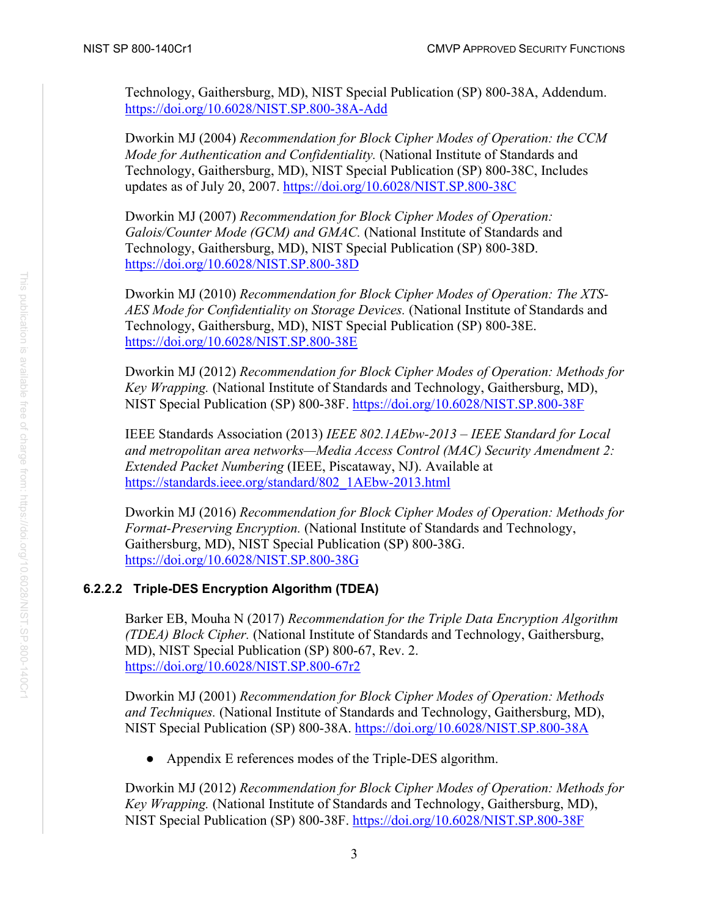Technology, Gaithersburg, MD), NIST Special Publication (SP) 800-38A, Addendum. https://doi.org/10.6028/NIST.SP.800-38A-Add

Dworkin MJ (2004) *Recommendation for Block Cipher Modes of Operation: the CCM Mode for Authentication and Confidentiality.* (National Institute of Standards and Technology, Gaithersburg, MD), NIST Special Publication (SP) 800-38C, Includes updates as of July 20, 2007. https://doi.org/10.6028/NIST.SP.800-38C

Dworkin MJ (2007) *Recommendation for Block Cipher Modes of Operation: Galois/Counter Mode (GCM) and GMAC.* (National Institute of Standards and Technology, Gaithersburg, MD), NIST Special Publication (SP) 800-38D. https://doi.org/10.6028/NIST.SP.800-38D

Dworkin MJ (2010) *Recommendation for Block Cipher Modes of Operation: The XTS-AES Mode for Confidentiality on Storage Devices.* (National Institute of Standards and Technology, Gaithersburg, MD), NIST Special Publication (SP) 800-38E. https://doi.org/10.6028/NIST.SP.800-38E

Dworkin MJ (2012) *Recommendation for Block Cipher Modes of Operation: Methods for Key Wrapping.* (National Institute of Standards and Technology, Gaithersburg, MD), NIST Special Publication (SP) 800-38F. https://doi.org/10.6028/NIST.SP.800-38F

IEEE Standards Association (2013) *IEEE 802.1AEbw-2013 – IEEE Standard for Local and metropolitan area networks—Media Access Control (MAC) Security Amendment 2: Extended Packet Numbering* (IEEE, Piscataway, NJ). Available at https://standards.ieee.org/standard/802_1AEbw-2013.html

Dworkin MJ (2016) *Recommendation for Block Cipher Modes of Operation: Methods for Format-Preserving Encryption.* (National Institute of Standards and Technology, Gaithersburg, MD), NIST Special Publication (SP) 800-38G. https://doi.org/10.6028/NIST.SP.800-38G

#### 6.2.2.2 Triple-DES Encryption Algorithm (TDEA)

Barker EB, Mouha N (2017) *Recommendation for the Triple Data Encryption Algorithm (TDEA) Block Cipher.* (National Institute of Standards and Technology, Gaithersburg, MD), NIST Special Publication (SP) 800-67, Rev. 2. https://doi.org/10.6028/NIST.SP.800-67r2

Dworkin MJ (2001) *Recommendation for Block Cipher Modes of Operation: Methods and Techniques.* (National Institute of Standards and Technology, Gaithersburg, MD), NIST Special Publication (SP) 800-38A. https://doi.org/10.6028/NIST.SP.800-38A

- Appendix E references modes of the Triple-DES algorithm.

Dworkin MJ (2012) *Recommendation for Block Cipher Modes of Operation: Methods for Key Wrapping.* (National Institute of Standards and Technology, Gaithersburg, MD), NIST Special Publication (SP) 800-38F. https://doi.org/10.6028/NIST.SP.800-38F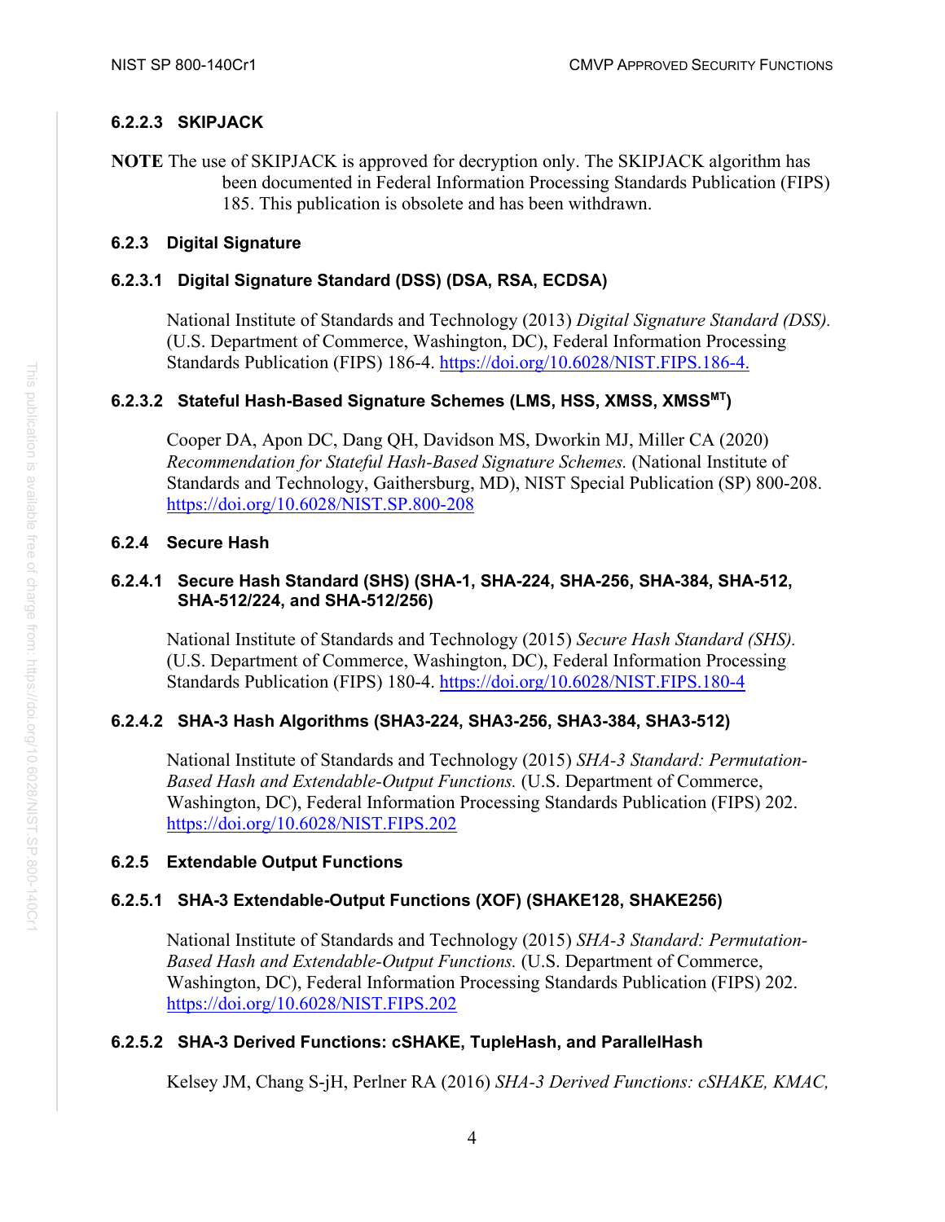#### 6.2.2.3 SKIPJACK

**NOTE** The use of SKIPJACK is approved for decryption only. The SKIPJACK algorithm has been documented in Federal Information Processing Standards Publication (FIPS) 185. This publication is obsolete and has been withdrawn.

### 6.2.3 Digital Signature

#### 6.2.3.1 Digital Signature Standard (DSS) (DSA, RSA, ECDSA)

National Institute of Standards and Technology (2013) *Digital Signature Standard (DSS).* (U.S. Department of Commerce, Washington, DC), Federal Information Processing Standards Publication (FIPS) 186-4. https://doi.org/10.6028/NIST.FIPS.186-4.

#### 6.2.3.2 Stateful Hash-Based Signature Schemes (LMS, HSS, XMSS, XMSS$^{MT}$)

Cooper DA, Apon DC, Dang QH, Davidson MS, Dworkin MJ, Miller CA (2020) *Recommendation for Stateful Hash-Based Signature Schemes.* (National Institute of Standards and Technology, Gaithersburg, MD), NIST Special Publication (SP) 800-208. https://doi.org/10.6028/NIST.SP.800-208

### 6.2.4 Secure Hash

#### 6.2.4.1 Secure Hash Standard (SHS) (SHA-1, SHA-224, SHA-256, SHA-384, SHA-512, SHA-512/224, and SHA-512/256)

National Institute of Standards and Technology (2015) *Secure Hash Standard (SHS).* (U.S. Department of Commerce, Washington, DC), Federal Information Processing Standards Publication (FIPS) 180-4. https://doi.org/10.6028/NIST.FIPS.180-4

#### 6.2.4.2 SHA-3 Hash Algorithms (SHA3-224, SHA3-256, SHA3-384, SHA3-512)

National Institute of Standards and Technology (2015) *SHA-3 Standard: Permutation-Based Hash and Extendable-Output Functions.* (U.S. Department of Commerce, Washington, DC), Federal Information Processing Standards Publication (FIPS) 202. https://doi.org/10.6028/NIST.FIPS.202

### 6.2.5 Extendable Output Functions

#### 6.2.5.1 SHA-3 Extendable-Output Functions (XOF) (SHAKE128, SHAKE256)

National Institute of Standards and Technology (2015) *SHA-3 Standard: Permutation-Based Hash and Extendable-Output Functions.* (U.S. Department of Commerce, Washington, DC), Federal Information Processing Standards Publication (FIPS) 202. https://doi.org/10.6028/NIST.FIPS.202

#### 6.2.5.2 SHA-3 Derived Functions: cSHAKE, TupleHash, and ParallelHash

Kelsey JM, Chang S-jH, Perlner RA (2016) *SHA-3 Derived Functions: cSHAKE, KMAC,*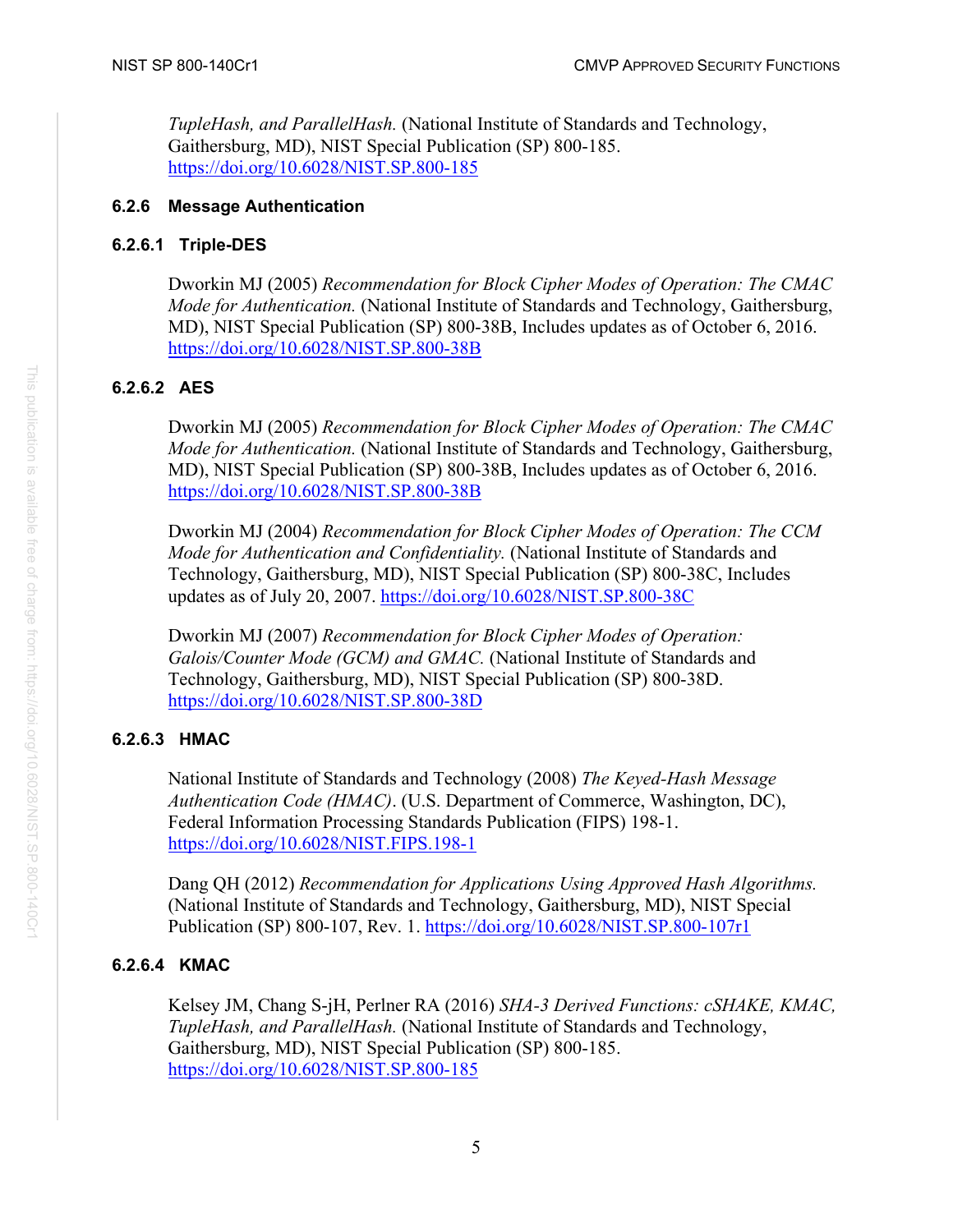*TupleHash, and ParallelHash.* (National Institute of Standards and Technology, Gaithersburg, MD), NIST Special Publication (SP) 800-185. https://doi.org/10.6028/NIST.SP.800-185

### 6.2.6 Message Authentication

#### 6.2.6.1 Triple-DES

Dworkin MJ (2005) *Recommendation for Block Cipher Modes of Operation: The CMAC Mode for Authentication.* (National Institute of Standards and Technology, Gaithersburg, MD), NIST Special Publication (SP) 800-38B, Includes updates as of October 6, 2016. https://doi.org/10.6028/NIST.SP.800-38B

#### 6.2.6.2 AES

Dworkin MJ (2005) *Recommendation for Block Cipher Modes of Operation: The CMAC Mode for Authentication.* (National Institute of Standards and Technology, Gaithersburg, MD), NIST Special Publication (SP) 800-38B, Includes updates as of October 6, 2016. https://doi.org/10.6028/NIST.SP.800-38B

Dworkin MJ (2004) *Recommendation for Block Cipher Modes of Operation: The CCM Mode for Authentication and Confidentiality.* (National Institute of Standards and Technology, Gaithersburg, MD), NIST Special Publication (SP) 800-38C, Includes updates as of July 20, 2007. https://doi.org/10.6028/NIST.SP.800-38C

Dworkin MJ (2007) *Recommendation for Block Cipher Modes of Operation: Galois/Counter Mode (GCM) and GMAC.* (National Institute of Standards and Technology, Gaithersburg, MD), NIST Special Publication (SP) 800-38D. https://doi.org/10.6028/NIST.SP.800-38D

#### 6.2.6.3 HMAC

National Institute of Standards and Technology (2008) *The Keyed-Hash Message Authentication Code (HMAC)*. (U.S. Department of Commerce, Washington, DC), Federal Information Processing Standards Publication (FIPS) 198-1. https://doi.org/10.6028/NIST.FIPS.198-1

Dang QH (2012) *Recommendation for Applications Using Approved Hash Algorithms.* (National Institute of Standards and Technology, Gaithersburg, MD), NIST Special Publication (SP) 800-107, Rev. 1. https://doi.org/10.6028/NIST.SP.800-107r1

#### 6.2.6.4 KMAC

Kelsey JM, Chang S-jH, Perlner RA (2016) *SHA-3 Derived Functions: cSHAKE, KMAC, TupleHash, and ParallelHash.* (National Institute of Standards and Technology, Gaithersburg, MD), NIST Special Publication (SP) 800-185. https://doi.org/10.6028/NIST.SP.800-185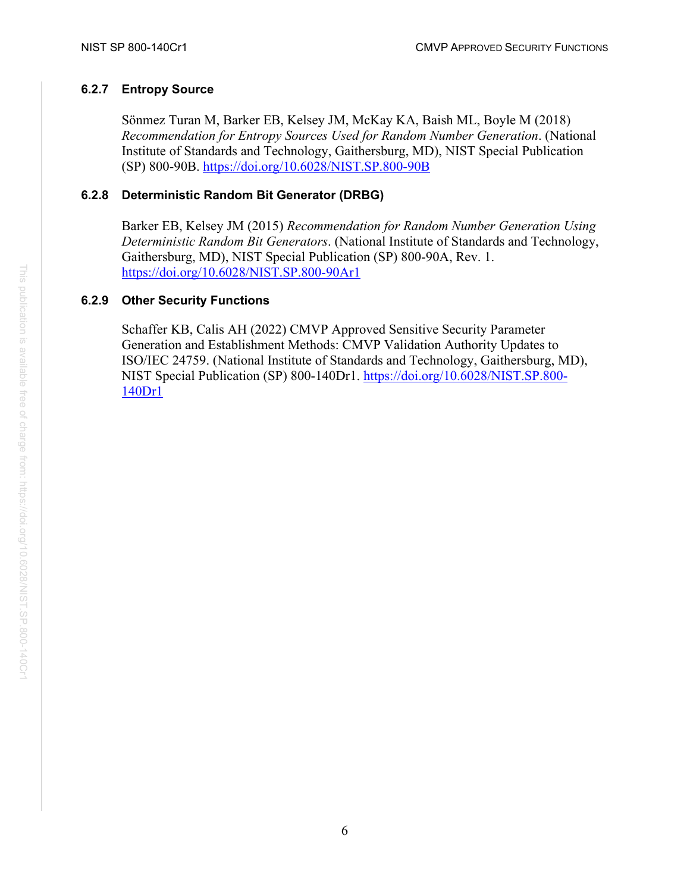#### 6.2.7 Entropy Source

Sönmez Turan M, Barker EB, Kelsey JM, McKay KA, Baish ML, Boyle M (2018) *Recommendation for Entropy Sources Used for Random Number Generation*. (National Institute of Standards and Technology, Gaithersburg, MD), NIST Special Publication (SP) 800-90B. https://doi.org/10.6028/NIST.SP.800-90B

#### 6.2.8 Deterministic Random Bit Generator (DRBG)

Barker EB, Kelsey JM (2015) *Recommendation for Random Number Generation Using Deterministic Random Bit Generators*. (National Institute of Standards and Technology, Gaithersburg, MD), NIST Special Publication (SP) 800-90A, Rev. 1. https://doi.org/10.6028/NIST.SP.800-90Ar1

#### 6.2.9 Other Security Functions

Schaffer KB, Calis AH (2022) CMVP Approved Sensitive Security Parameter Generation and Establishment Methods: CMVP Validation Authority Updates to ISO/IEC 24759. (National Institute of Standards and Technology, Gaithersburg, MD), NIST Special Publication (SP) 800-140Dr1. https://doi.org/10.6028/NIST.SP.800-140Dr1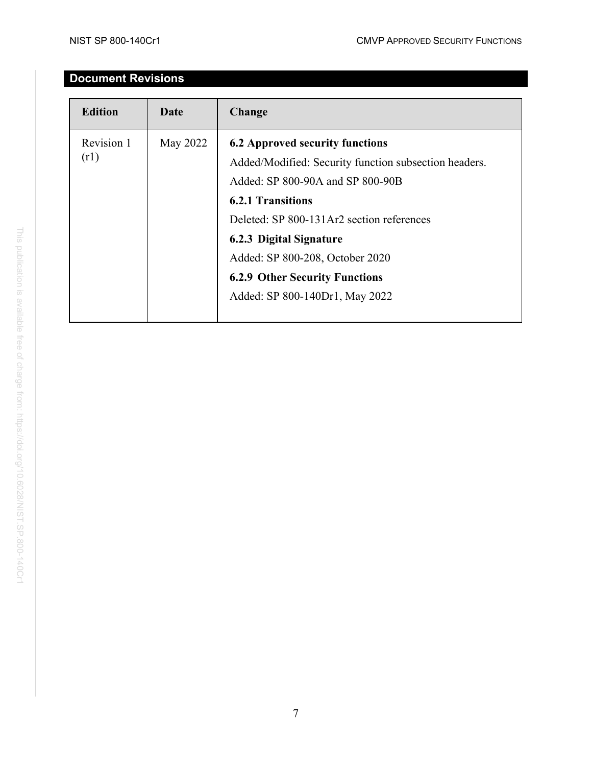## Document Revisions

| Edition | Date | Change |
| --- | --- | --- |
| Revision 1 (r1) | May 2022 | **6.2 Approved security functions**<br>Added/Modified: Security function subsection headers.<br>Added: SP 800-90A and SP 800-90B<br>**6.2.1 Transitions**<br>Deleted: SP 800-131Ar2 section references<br>**6.2.3 Digital Signature**<br>Added: SP 800-208, October 2020<br>**6.2.9 Other Security Functions**<br>Added: SP 800-140Dr1, May 2022 |